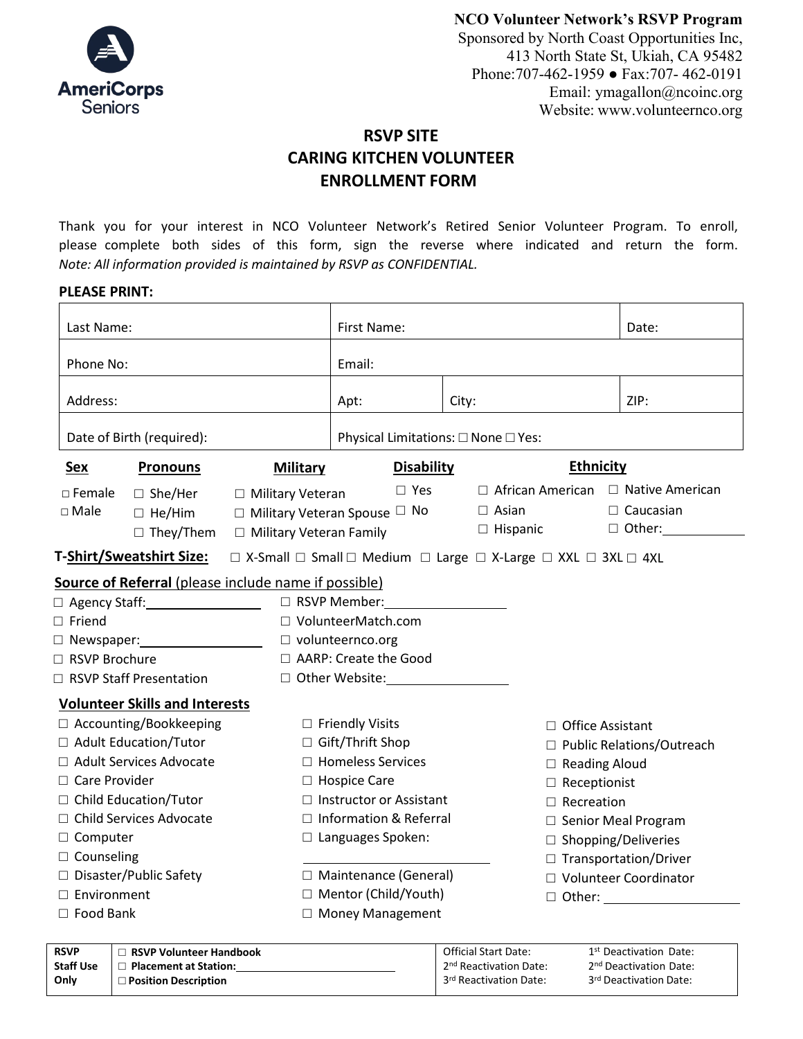**NCO Volunteer Network's RSVP Program**
Sponsored by North Coast Opportunities Inc,
413 North State St, Ukiah, CA 95482
Phone:707-462-1959 ● Fax:707- 462-0191
Email: ymagallon@ncoinc.org
Website: www.volunteernco.org

# RSVP SITE
# CARING KITCHEN VOLUNTEER
# ENROLLMENT FORM

Thank you for your interest in NCO Volunteer Network's Retired Senior Volunteer Program. To enroll, please complete both sides of this form, sign the reverse where indicated and return the form. *Note: All information provided is maintained by RSVP as CONFIDENTIAL.*

**PLEASE PRINT:**

| Last Name: | First Name: | | Date: |
|---|---|---|---|
| Phone No: | Email: | | |
| Address: | Apt: | City: | ZIP: |
| Date of Birth (required): | Physical Limitations: ☐ None ☐ Yes: | | |

| **Sex** | **Pronouns** | **Military** | **Disability** | **Ethnicity** | |
|---|---|---|---|---|---|
| □ Female | ☐ She/Her | ☐ Military Veteran | ☐ Yes | ☐ African American | ☐ Native American |
| □ Male | ☐ He/Him | ☐ Military Veteran Spouse | ☐ No | ☐ Asian | ☐ Caucasian |
| | ☐ They/Them | ☐ Military Veteran Family | | ☐ Hispanic | ☐ Other:\_\_\_\_\_\_\_\_\_\_ |

**T-Shirt/Sweatshirt Size:** ☐ X-Small ☐ Small ☐ Medium ☐ Large ☐ X-Large ☐ XXL ☐ 3XL ☐ 4XL

**Source of Referral** (please include name if possible)

- ☐ Agency Staff:\_\_\_\_\_\_\_\_\_\_\_\_\_\_
- ☐ Friend
- ☐ Newspaper:\_\_\_\_\_\_\_\_\_\_\_\_\_\_
- ☐ RSVP Brochure
- ☐ RSVP Staff Presentation
- ☐ RSVP Member:\_\_\_\_\_\_\_\_\_\_\_\_\_\_
- ☐ VolunteerMatch.com
- ☐ volunteernco.org
- ☐ AARP: Create the Good
- ☐ Other Website:\_\_\_\_\_\_\_\_\_\_\_\_\_\_

**Volunteer Skills and Interests**

- ☐ Accounting/Bookkeeping
- ☐ Adult Education/Tutor
- ☐ Adult Services Advocate
- ☐ Care Provider
- ☐ Child Education/Tutor
- ☐ Child Services Advocate
- ☐ Computer
- ☐ Counseling
- ☐ Disaster/Public Safety
- ☐ Environment
- ☐ Food Bank
- ☐ Friendly Visits
- ☐ Gift/Thrift Shop
- ☐ Homeless Services
- ☐ Hospice Care
- ☐ Instructor or Assistant
- ☐ Information & Referral
- ☐ Languages Spoken: \_\_\_\_\_\_\_\_\_\_\_\_\_\_
- ☐ Maintenance (General)
- ☐ Mentor (Child/Youth)
- ☐ Money Management
- ☐ Office Assistant
- ☐ Public Relations/Outreach
- ☐ Reading Aloud
- ☐ Receptionist
- ☐ Recreation
- ☐ Senior Meal Program
- ☐ Shopping/Deliveries
- ☐ Transportation/Driver
- ☐ Volunteer Coordinator
- ☐ Other: \_\_\_\_\_\_\_\_\_\_\_\_\_\_

| **RSVP Staff Use Only** | ☐ **RSVP Volunteer Handbook**<br>☐ **Placement at Station:**\_\_\_\_\_\_\_\_\_\_\_\_\_\_<br>☐ **Position Description** | Official Start Date:<br>2nd Reactivation Date:<br>3rd Reactivation Date: | 1st Deactivation Date:<br>2nd Deactivation Date:<br>3rd Deactivation Date: |
|---|---|---|---|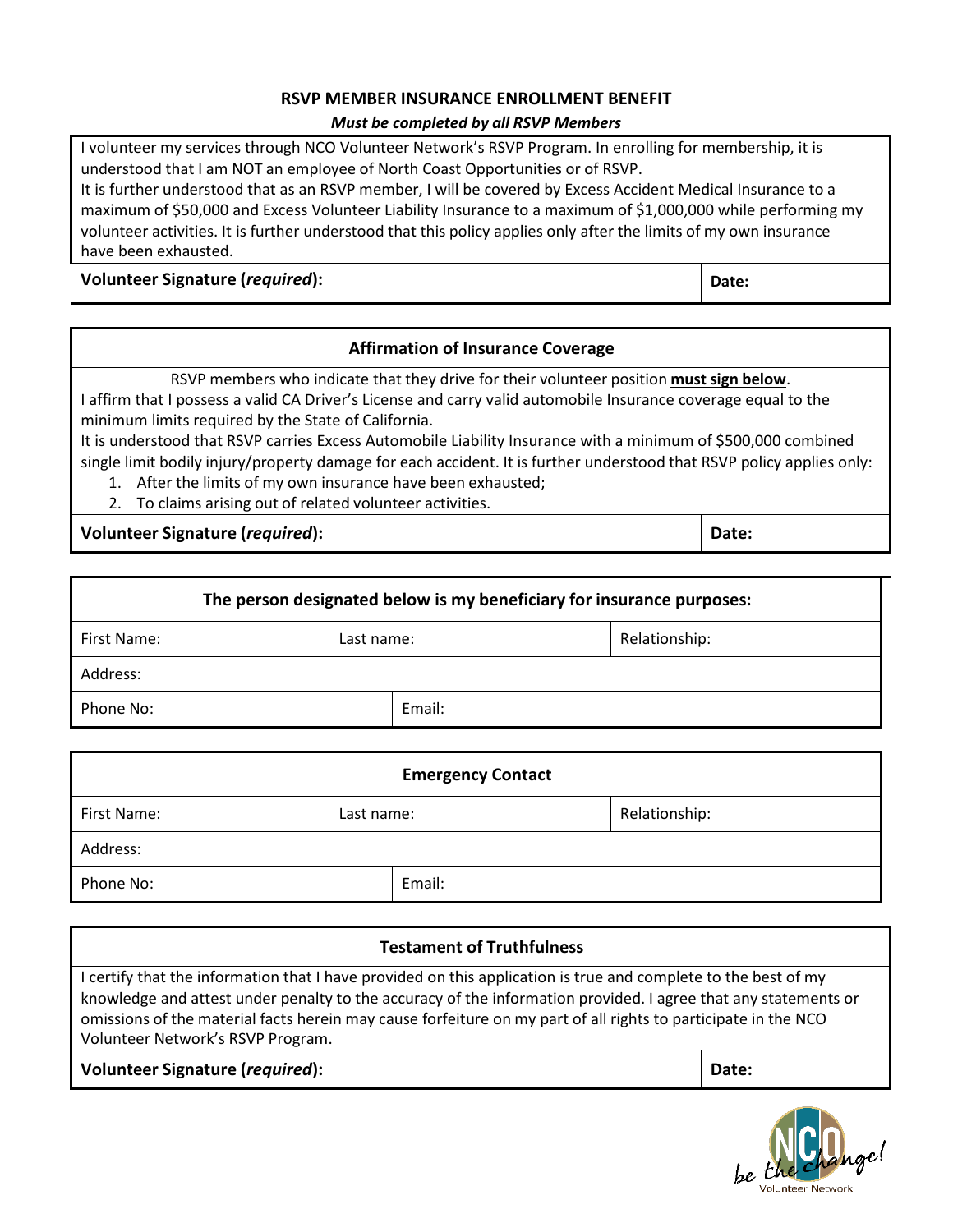## RSVP MEMBER INSURANCE ENROLLMENT BENEFIT

***Must be completed by all RSVP Members***

I volunteer my services through NCO Volunteer Network's RSVP Program. In enrolling for membership, it is understood that I am NOT an employee of North Coast Opportunities or of RSVP.

It is further understood that as an RSVP member, I will be covered by Excess Accident Medical Insurance to a maximum of $50,000 and Excess Volunteer Liability Insurance to a maximum of $1,000,000 while performing my volunteer activities. It is further understood that this policy applies only after the limits of my own insurance have been exhausted.

| | |
|---|---|
| **Volunteer Signature (*required*):** | **Date:** |

### Affirmation of Insurance Coverage

RSVP members who indicate that they drive for their volunteer position **must sign below**.

I affirm that I possess a valid CA Driver's License and carry valid automobile Insurance coverage equal to the minimum limits required by the State of California.

It is understood that RSVP carries Excess Automobile Liability Insurance with a minimum of $500,000 combined single limit bodily injury/property damage for each accident. It is further understood that RSVP policy applies only:

1. After the limits of my own insurance have been exhausted;
2. To claims arising out of related volunteer activities.

| | |
|---|---|
| **Volunteer Signature (*required*):** | **Date:** |

### The person designated below is my beneficiary for insurance purposes:

| | | |
|---|---|---|
| First Name: | Last name: | Relationship: |
| Address: | | |
| Phone No: | Email: | |

### Emergency Contact

| | | |
|---|---|---|
| First Name: | Last name: | Relationship: |
| Address: | | |
| Phone No: | Email: | |

### Testament of Truthfulness

I certify that the information that I have provided on this application is true and complete to the best of my knowledge and attest under penalty to the accuracy of the information provided. I agree that any statements or omissions of the material facts herein may cause forfeiture on my part of all rights to participate in the NCO Volunteer Network's RSVP Program.

| | |
|---|---|
| **Volunteer Signature (*required*):** | **Date:** |

be the change! NCO Volunteer Network